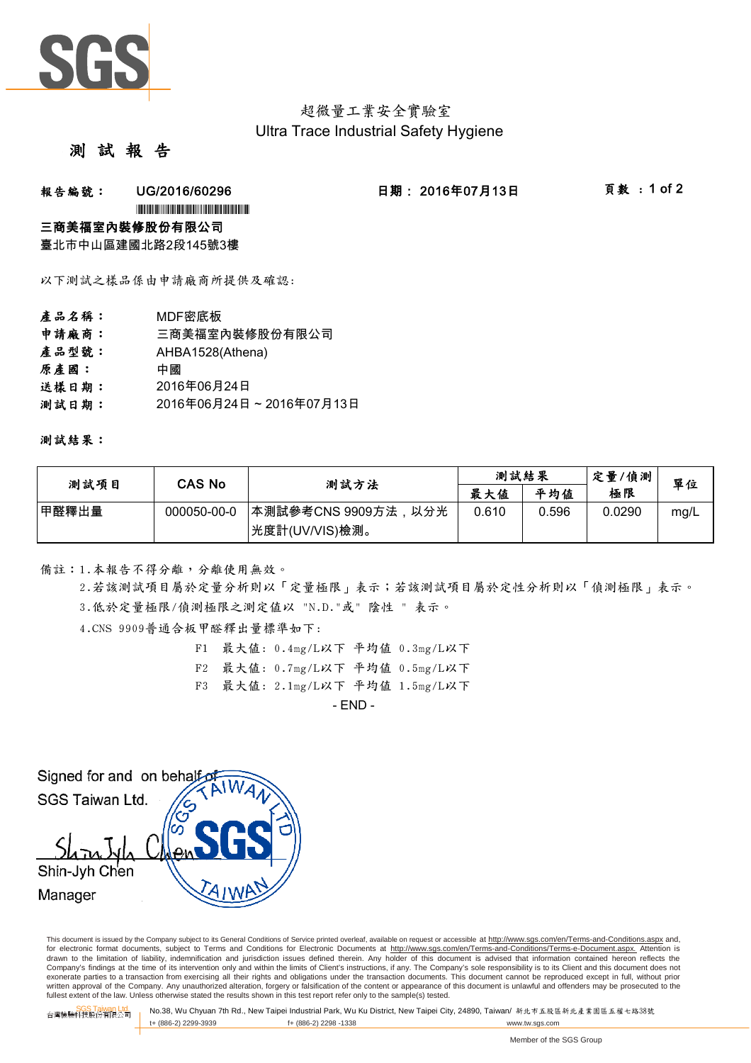超微量工業安全實驗室

Ultra Trace Industrial Safety Hygiene

# 測 試 報 告

**報告編號：** UG/2016/60296　　**日期：** 2016年07月13日

**三商美福室內裝修股份有限公司**

臺北市中山區建國北路2段145號3樓

以下測試之樣品係由申請廠商所提供及確認:

**產品名稱：** MDF密底板

**申請廠商：** 三商美福室內裝修股份有限公司

**產品型號：** AHBA1528(Athena)

**原產國：** 中國

**送樣日期：** 2016年06月24日

**測試日期：** 2016年06月24日 ~ 2016年07月13日

**測試結果：**

| 測試項目 | CAS No | 測試方法 | 測試結果 | | 定量/偵測極限 | 單位 |
|---|---|---|---|---|---|---|
| | | | 最大值 | 平均值 | | |
| 甲醛釋出量 | 000050-00-0 | 本測試參考CNS 9909方法，以分光光度計(UV/VIS)檢測。 | 0.610 | 0.596 | 0.0290 | mg/L |

備註：1.本報告不得分離，分離使用無效。

2.若該測試項目屬於定量分析則以「定量極限」表示；若該測試項目屬於定性分析則以「偵測極限」表示。

3.低於定量極限/偵測極限之測定值以 "N.D."或" 陰性 " 表示。

4.CNS 9909普通合板甲醛釋出量標準如下:

F1　最大值: 0.4mg/L以下 平均值 0.3mg/L以下

F2　最大值: 0.7mg/L以下 平均值 0.5mg/L以下

F3　最大值: 2.1mg/L以下 平均值 1.5mg/L以下

- END -

Signed for and on behalf of
SGS Taiwan Ltd.

Shin-Jyh Chen
Manager

This document is issued by the Company subject to its General Conditions of Service printed overleaf, available on request or accessible at http://www.sgs.com/en/Terms-and-Conditions.aspx and, for electronic format documents, subject to Terms and Conditions for Electronic Documents at http://www.sgs.com/en/Terms-and-Conditions/Terms-e-Document.aspx. Attention is drawn to the limitation of liability, indemnification and jurisdiction issues defined therein. Any holder of this document is advised that information contained hereon reflects the Company's findings at the time of its intervention only and within the limits of Client's instructions, if any. The Company's sole responsibility is to its Client and this document does not exonerate parties to a transaction from exercising all their rights and obligations under the transaction documents. This document cannot be reproduced except in full, without prior written approval of the Company. Any unauthorized alteration, forgery or falsification of the content or appearance of this document is unlawful and offenders may be prosecuted to the fullest extent of the law. Unless otherwise stated the results shown in this test report refer only to the sample(s) tested.

SGS Taiwan Ltd. 台灣檢驗科技股份有限公司　No.38, Wu Chyuan 7th Rd., New Taipei Industrial Park, Wu Ku District, New Taipei City, 24890, Taiwan/ 新北市五股區新北產業園區五權七路38號

t+ (886-2) 2299-3939　f+ (886-2) 2298 -1338　www.tw.sgs.com

Member of the SGS Group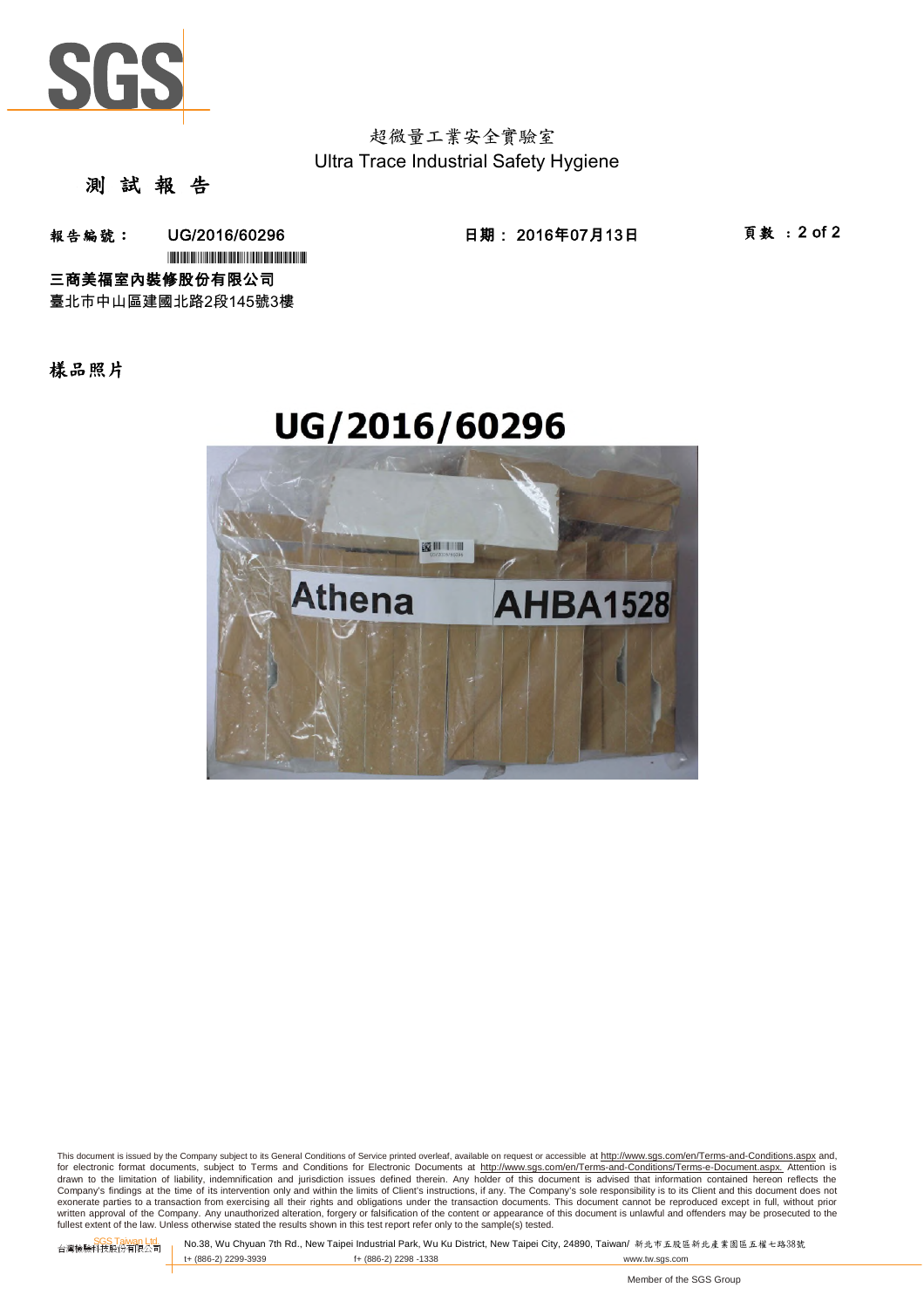超微量工業安全實驗室
Ultra Trace Industrial Safety Hygiene

# 測 試 報 告

報告編號： UG/2016/60296　　日期： 2016年07月13日

**三商美福室內裝修股份有限公司**
臺北市中山區建國北路2段145號3樓

## 樣品照片

UG/2016/60296

This document is issued by the Company subject to its General Conditions of Service printed overleaf, available on request or accessible at http://www.sgs.com/en/Terms-and-Conditions.aspx and, for electronic format documents, subject to Terms and Conditions for Electronic Documents at http://www.sgs.com/en/Terms-and-Conditions/Terms-e-Document.aspx. Attention is drawn to the limitation of liability, indemnification and jurisdiction issues defined therein. Any holder of this document is advised that information contained hereon reflects the Company's findings at the time of its intervention only and within the limits of Client's instructions, if any. The Company's sole responsibility is to its Client and this document does not exonerate parties to a transaction from exercising all their rights and obligations under the transaction documents. This document cannot be reproduced except in full, without prior written approval of the Company. Any unauthorized alteration, forgery or falsification of the content or appearance of this document is unlawful and offenders may be prosecuted to the fullest extent of the law. Unless otherwise stated the results shown in this test report refer only to the sample(s) tested.

SGS Taiwan Ltd. 台灣檢驗科技股份有限公司　No.38, Wu Chyuan 7th Rd., New Taipei Industrial Park, Wu Ku District, New Taipei City, 24890, Taiwan/ 新北市五股區新北產業園區五權七路38號
t+ (886-2) 2299-3939　f+ (886-2) 2298 -1338　www.tw.sgs.com

Member of the SGS Group